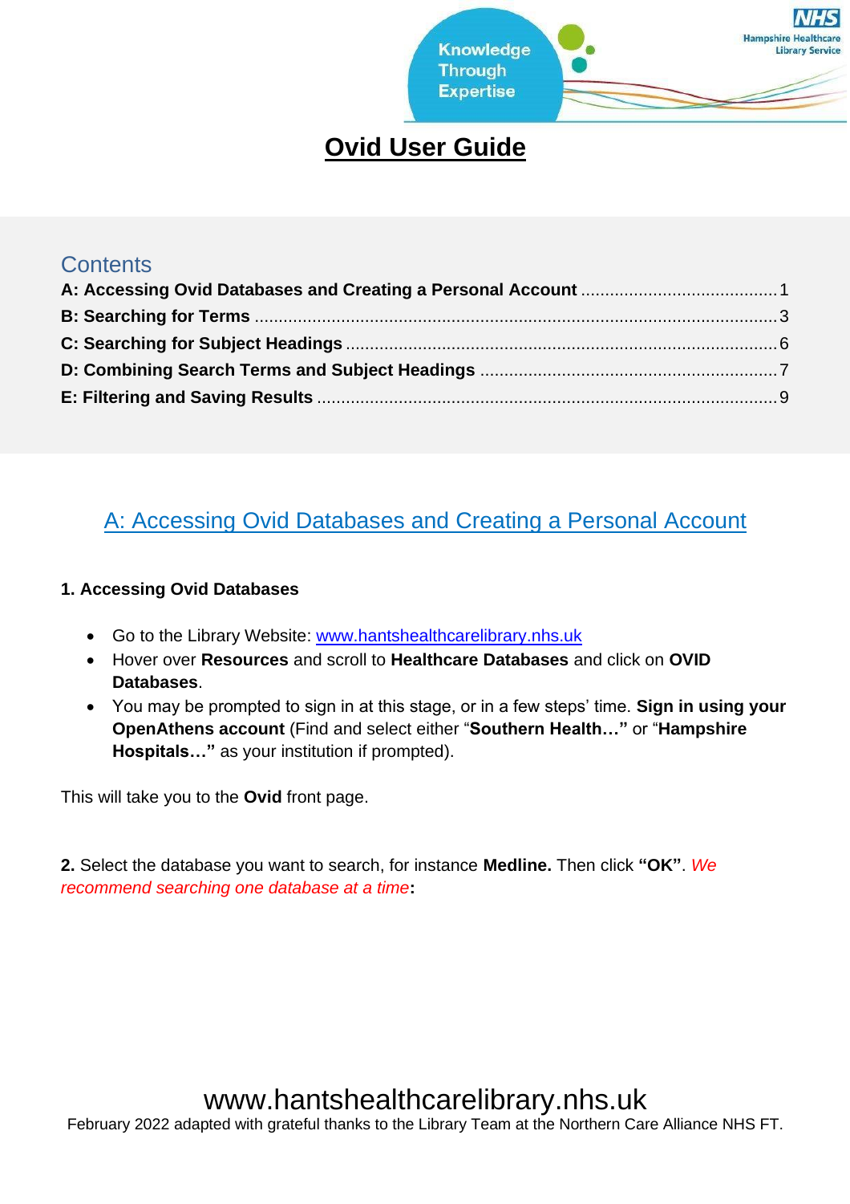# Ovid User Guide

## Contents

**A: Accessing Ovid Databases and Creating a Personal Account** ........................................ 1
**B: Searching for Terms** .......................................................................................................... 3
**C: Searching for Subject Headings** ........................................................................................ 6
**D: Combining Search Terms and Subject Headings** ............................................................ 7
**E: Filtering and Saving Results** .............................................................................................. 9

## A: Accessing Ovid Databases and Creating a Personal Account

**1. Accessing Ovid Databases**

- Go to the Library Website: www.hantshealthcarelibrary.nhs.uk
- Hover over **Resources** and scroll to **Healthcare Databases** and click on **OVID Databases**.
- You may be prompted to sign in at this stage, or in a few steps' time. **Sign in using your OpenAthens account** (Find and select either "**Southern Health…"** or "**Hampshire Hospitals…"** as your institution if prompted).

This will take you to the **Ovid** front page.

**2.** Select the database you want to search, for instance **Medline.** Then click **"OK"**. *We recommend searching one database at a time***:**

www.hantshealthcarelibrary.nhs.uk

February 2022 adapted with grateful thanks to the Library Team at the Northern Care Alliance NHS FT.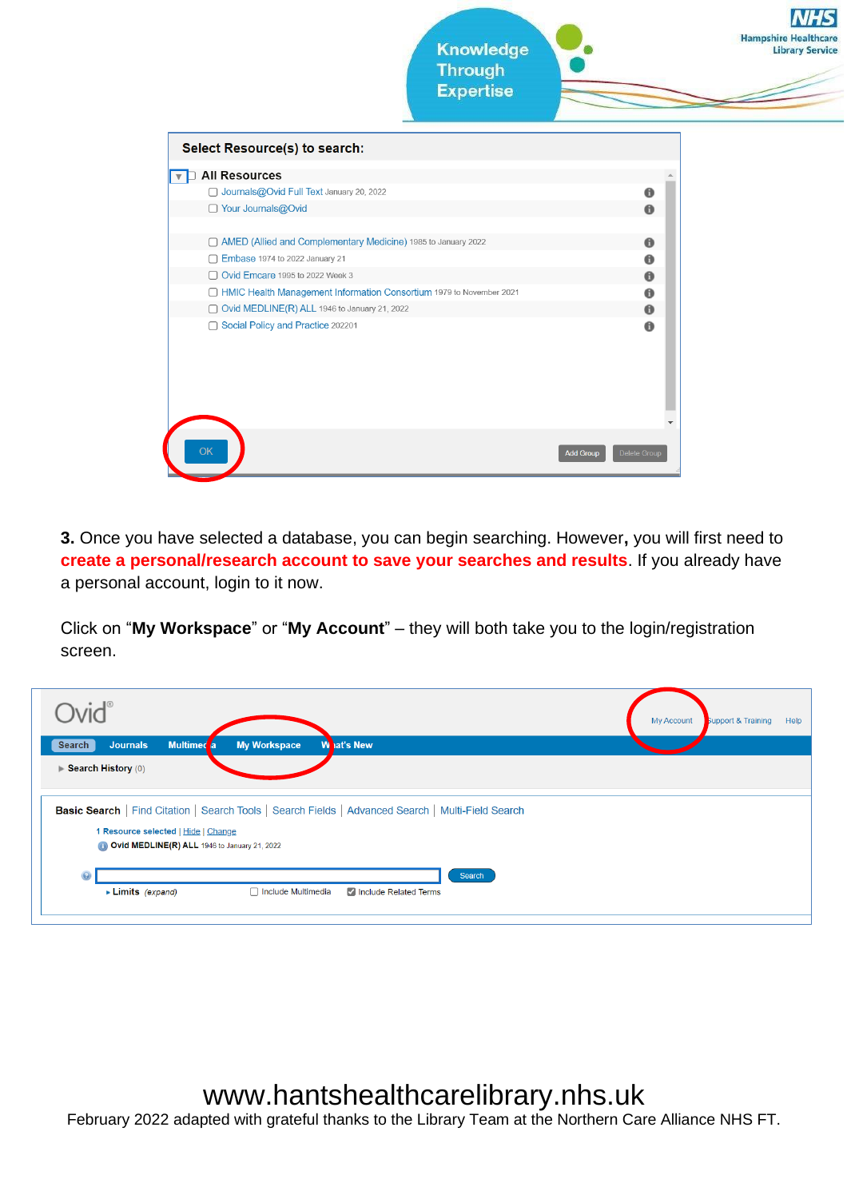**Select Resource(s) to search:**

- All Resources
  - Journals@Ovid Full Text January 20, 2022
  - Your Journals@Ovid
  - AMED (Allied and Complementary Medicine) 1985 to January 2022
  - Embase 1974 to 2022 January 21
  - Ovid Emcare 1995 to 2022 Week 3
  - HMIC Health Management Information Consortium 1979 to November 2021
  - Ovid MEDLINE(R) ALL 1946 to January 21, 2022
  - Social Policy and Practice 202201

OK | Add Group | Delete Group

**3.** Once you have selected a database, you can begin searching. However**,** you will first need to **create a personal/research account to save your searches and results**. If you already have a personal account, login to it now.

Click on "**My Workspace**" or "**My Account**" – they will both take you to the login/registration screen.

Ovid®

My Account | Support & Training | Help

Search | Journals | Multimedia | My Workspace | What's New

Search History (0)

Basic Search | Find Citation | Search Tools | Search Fields | Advanced Search | Multi-Field Search

1 Resource selected | Hide | Change

Ovid MEDLINE(R) ALL 1946 to January 21, 2022

Search

Limits (expand) | Include Multimedia | Include Related Terms

www.hantshealthcarelibrary.nhs.uk

February 2022 adapted with grateful thanks to the Library Team at the Northern Care Alliance NHS FT.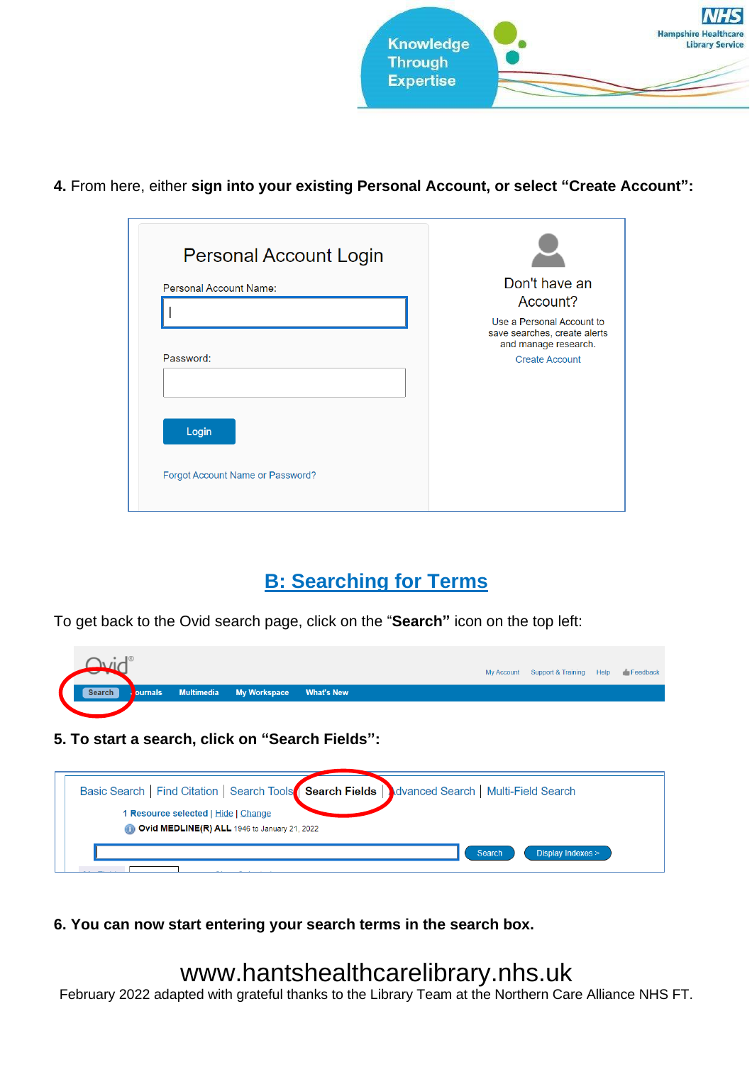**4.** From here, either **sign into your existing Personal Account, or select "Create Account":**

## B: Searching for Terms

To get back to the Ovid search page, click on the "**Search"** icon on the top left:

**5. To start a search, click on "Search Fields":**

**6. You can now start entering your search terms in the search box.**

www.hantshealthcarelibrary.nhs.uk

February 2022 adapted with grateful thanks to the Library Team at the Northern Care Alliance NHS FT.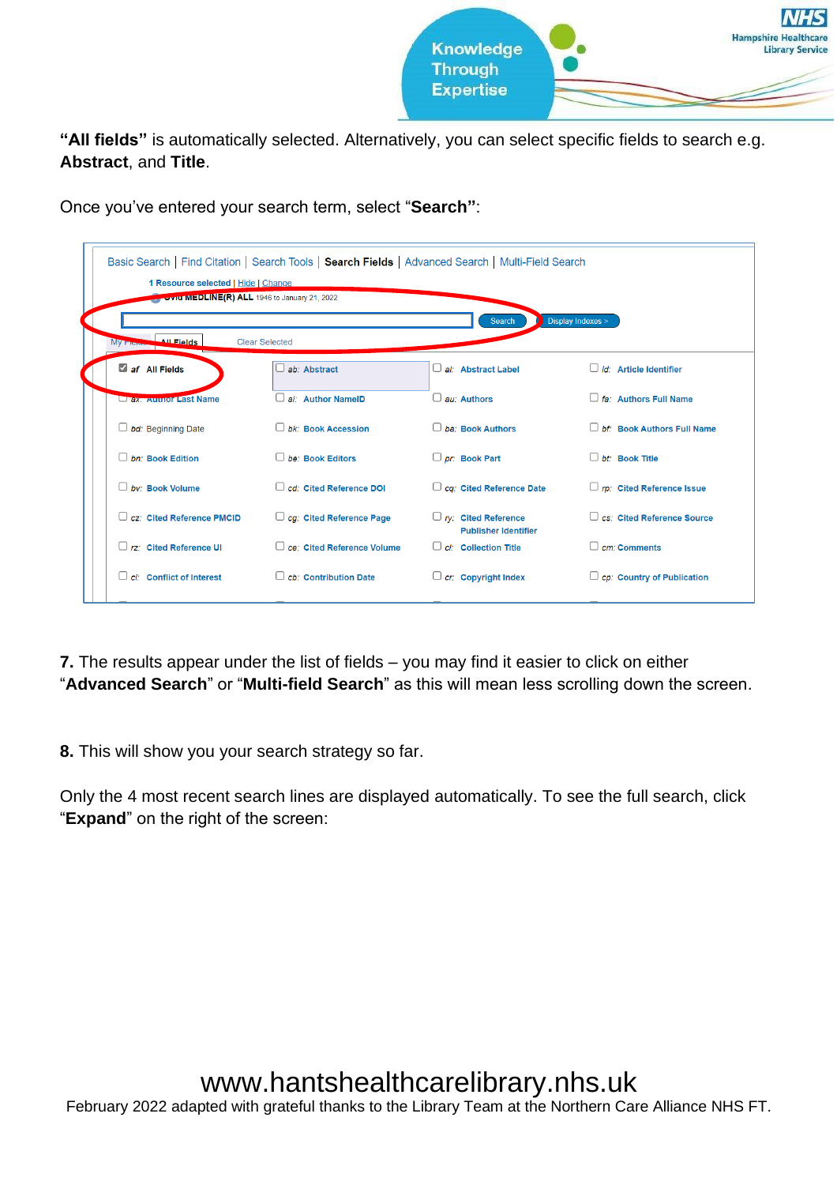**"All fields"** is automatically selected. Alternatively, you can select specific fields to search e.g. **Abstract**, and **Title**.

Once you've entered your search term, select "**Search**":

**7.** The results appear under the list of fields – you may find it easier to click on either "**Advanced Search**" or "**Multi-field Search**" as this will mean less scrolling down the screen.

**8.** This will show you your search strategy so far.

Only the 4 most recent search lines are displayed automatically. To see the full search, click "**Expand**" on the right of the screen: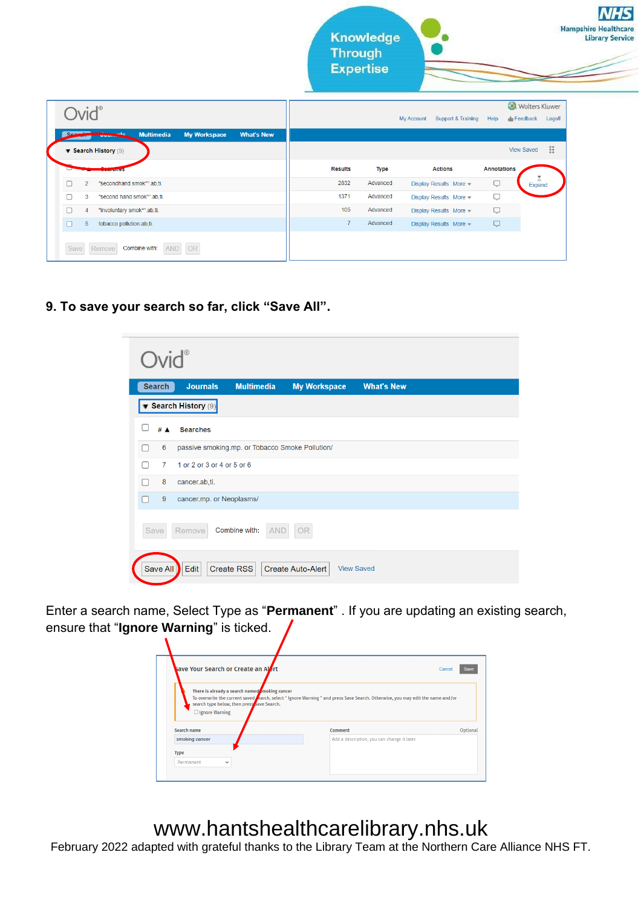**9. To save your search so far, click "Save All".**

Enter a search name, Select Type as "**Permanent**" . If you are updating an existing search, ensure that "**Ignore Warning**" is ticked.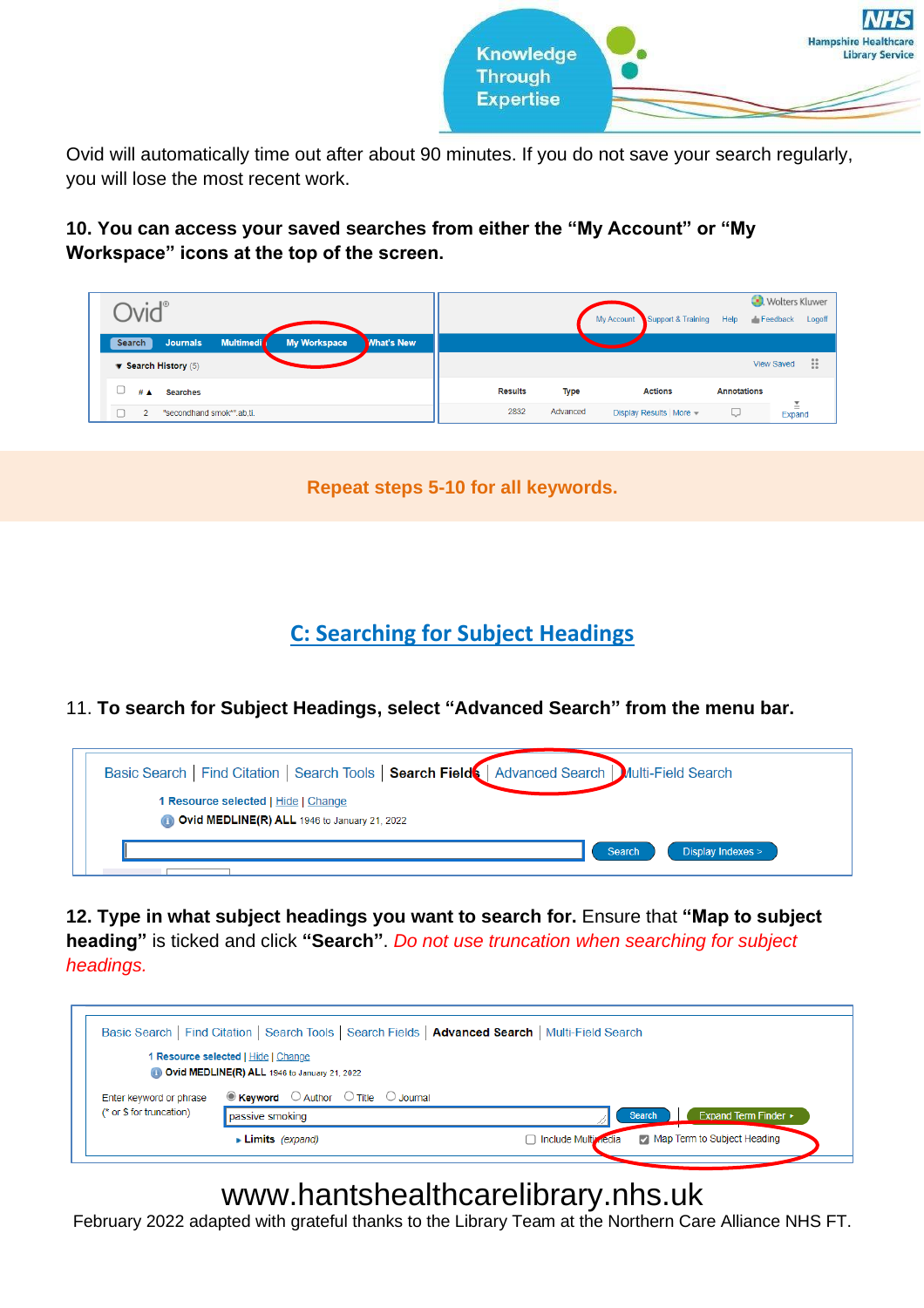Ovid will automatically time out after about 90 minutes. If you do not save your search regularly, you will lose the most recent work.

**10. You can access your saved searches from either the “My Account” or “My Workspace” icons at the top of the screen.**

**Repeat steps 5-10 for all keywords.**

## C: Searching for Subject Headings

11. **To search for Subject Headings, select “Advanced Search” from the menu bar.**

**12. Type in what subject headings you want to search for.** Ensure that **“Map to subject heading”** is ticked and click **“Search”**. *Do not use truncation when searching for subject headings.*

www.hantshealthcarelibrary.nhs.uk

February 2022 adapted with grateful thanks to the Library Team at the Northern Care Alliance NHS FT.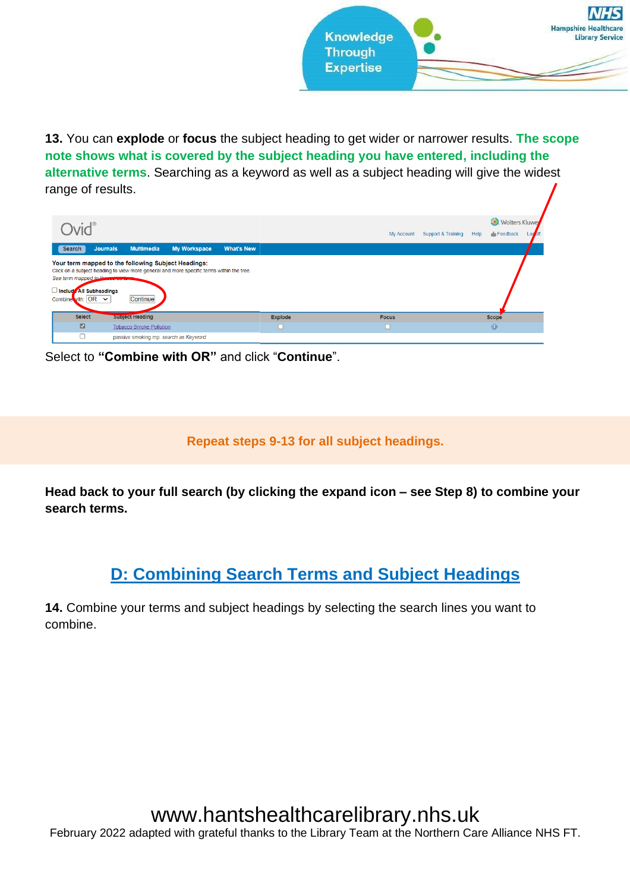**13.** You can **explode** or **focus** the subject heading to get wider or narrower results. **The scope note shows what is covered by the subject heading you have entered, including the alternative terms**. Searching as a keyword as well as a subject heading will give the widest range of results.

Select to **"Combine with OR"** and click "**Continue**".

**Repeat steps 9-13 for all subject headings.**

**Head back to your full search (by clicking the expand icon – see Step 8) to combine your search terms.**

## D: Combining Search Terms and Subject Headings

**14.** Combine your terms and subject headings by selecting the search lines you want to combine.

www.hantshealthcarelibrary.nhs.uk

February 2022 adapted with grateful thanks to the Library Team at the Northern Care Alliance NHS FT.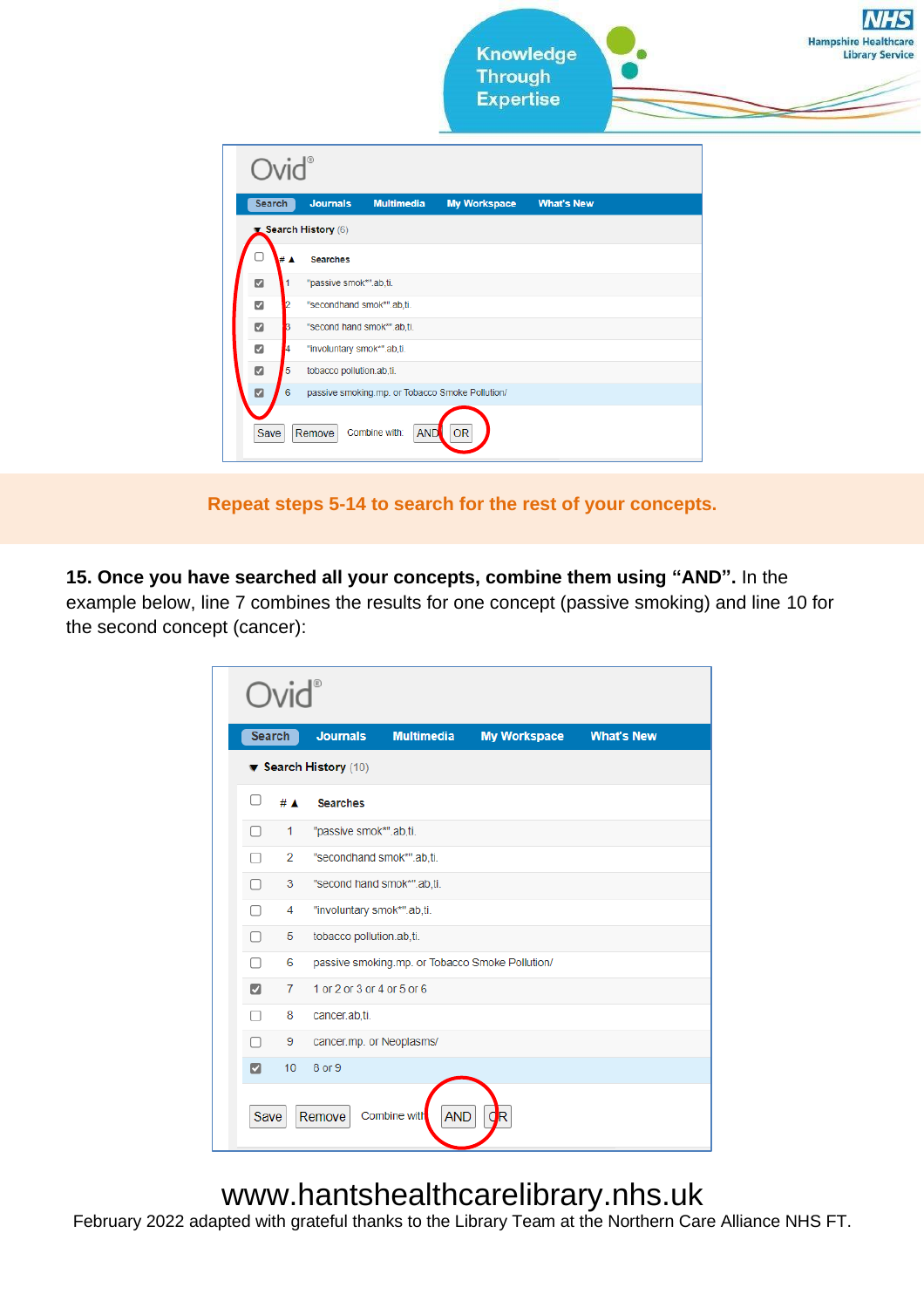Repeat steps 5-14 to search for the rest of your concepts.

**15. Once you have searched all your concepts, combine them using “AND”.** In the example below, line 7 combines the results for one concept (passive smoking) and line 10 for the second concept (cancer):

www.hantshealthcarelibrary.nhs.uk

February 2022 adapted with grateful thanks to the Library Team at the Northern Care Alliance NHS FT.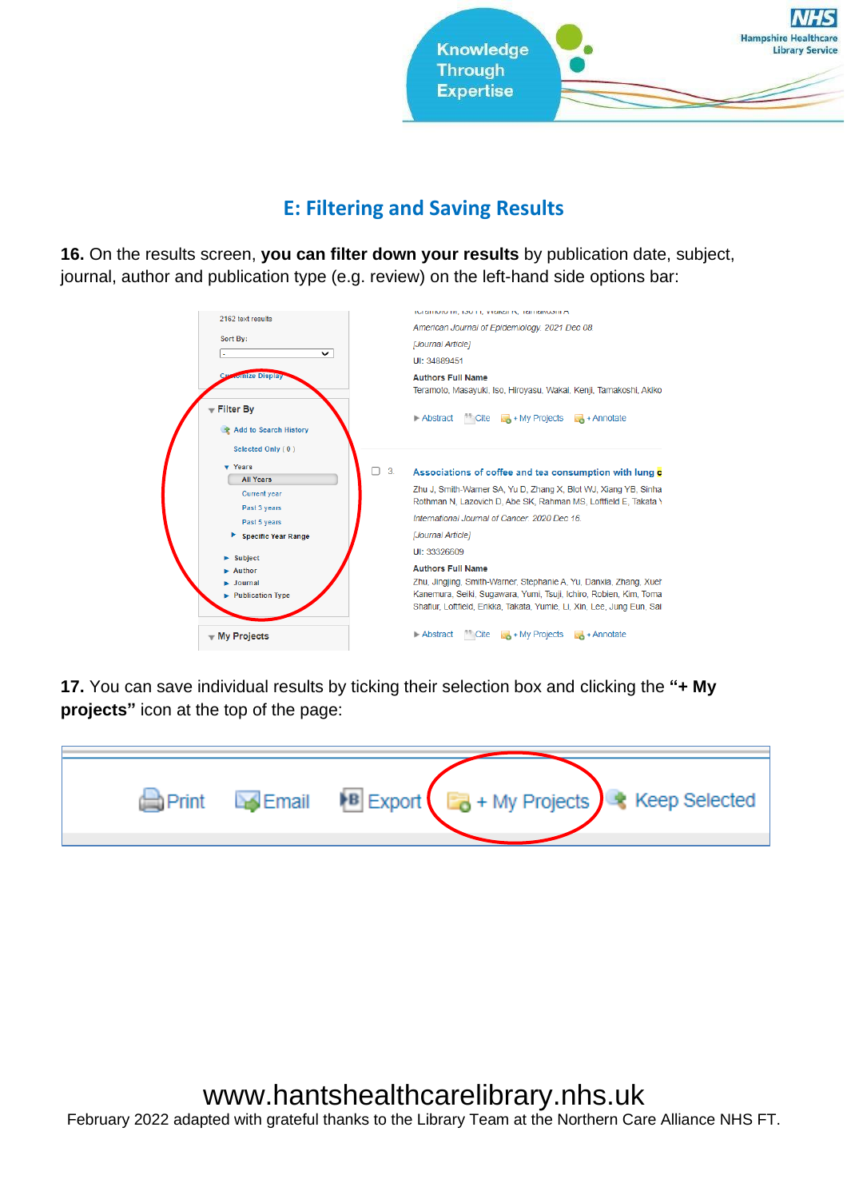## E: Filtering and Saving Results

**16.** On the results screen, **you can filter down your results** by publication date, subject, journal, author and publication type (e.g. review) on the left-hand side options bar:

**17.** You can save individual results by ticking their selection box and clicking the **"+ My projects"** icon at the top of the page:

www.hantshealthcarelibrary.nhs.uk

February 2022 adapted with grateful thanks to the Library Team at the Northern Care Alliance NHS FT.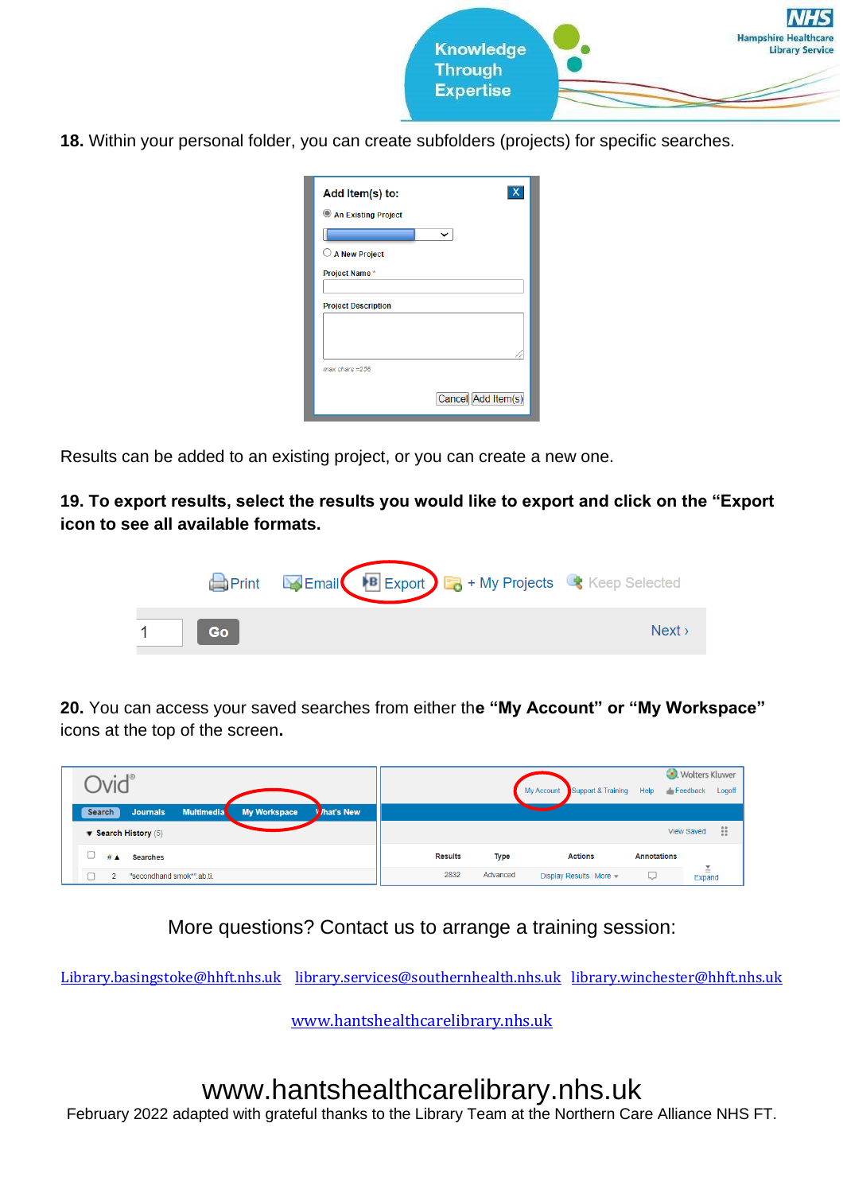**18.** Within your personal folder, you can create subfolders (projects) for specific searches.

Results can be added to an existing project, or you can create a new one.

**19. To export results, select the results you would like to export and click on the "Export icon to see all available formats.**

**20.** You can access your saved searches from either th**e "My Account" or "My Workspace"** icons at the top of the screen**.**

More questions? Contact us to arrange a training session:

Library.basingstoke@hhft.nhs.uk library.services@southernhealth.nhs.uk library.winchester@hhft.nhs.uk

www.hantshealthcarelibrary.nhs.uk

www.hantshealthcarelibrary.nhs.uk

February 2022 adapted with grateful thanks to the Library Team at the Northern Care Alliance NHS FT.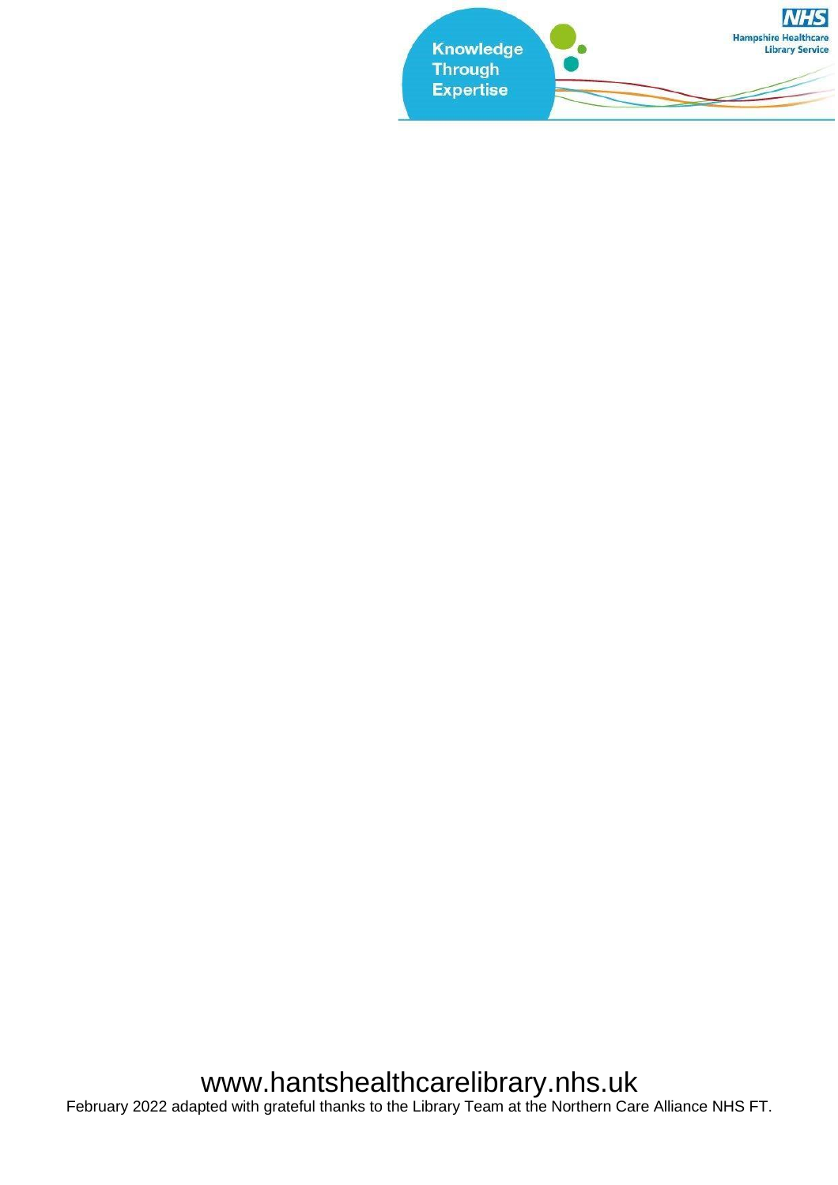www.hantshealthcarelibrary.nhs.uk

February 2022 adapted with grateful thanks to the Library Team at the Northern Care Alliance NHS FT.